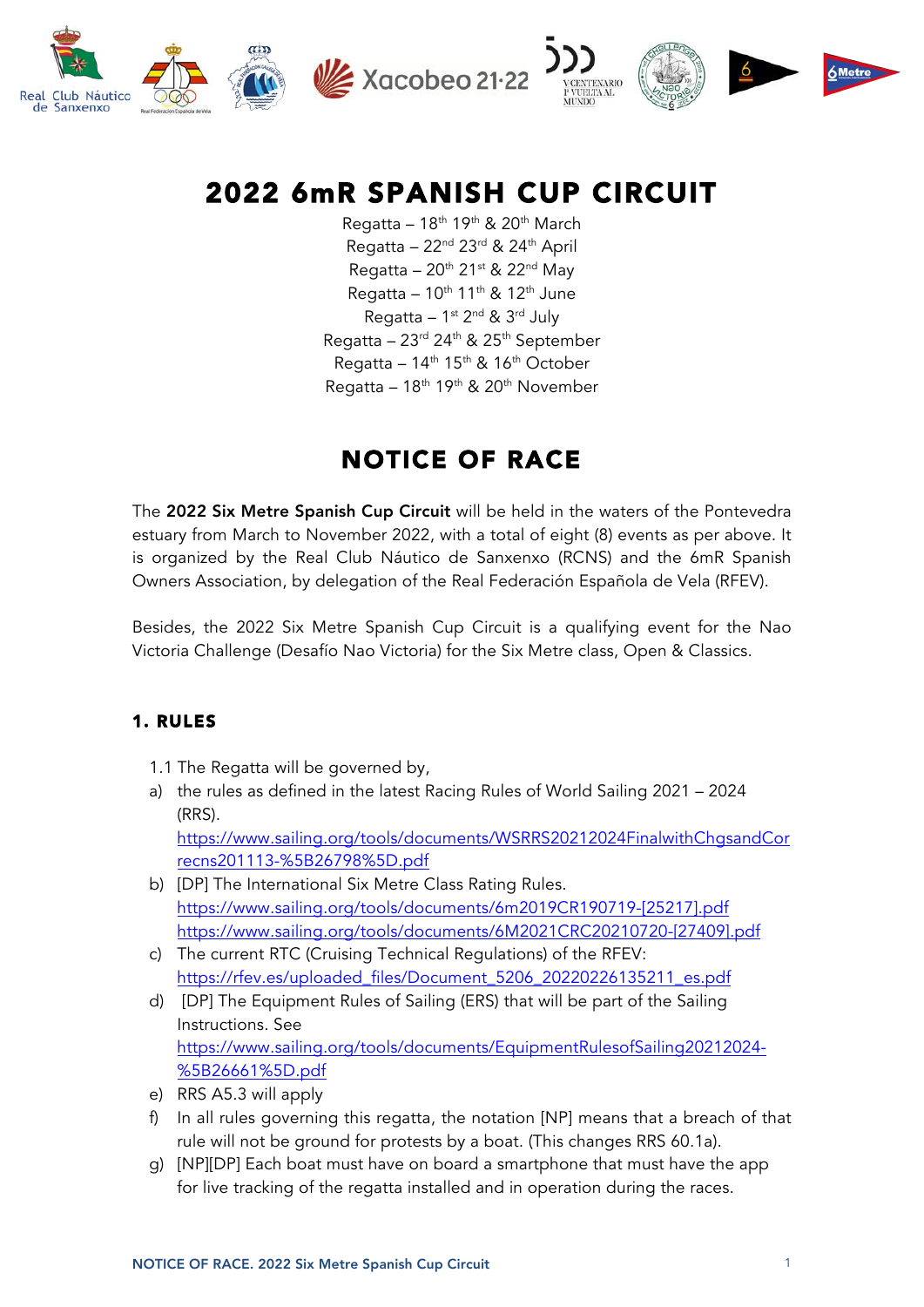# 2022 6mR SPANISH CUP CIRCUIT

Regatta – 18th 19th & 20th March
Regatta – 22nd 23rd & 24th April
Regatta – 20th 21st & 22nd May
Regatta – 10th 11th & 12th June
Regatta – 1st 2nd & 3rd July
Regatta – 23rd 24th & 25th September
Regatta – 14th 15th & 16th October
Regatta – 18th 19th & 20th November

# NOTICE OF RACE

The **2022 Six Metre Spanish Cup Circuit** will be held in the waters of the Pontevedra estuary from March to November 2022, with a total of eight (8) events as per above. It is organized by the Real Club Náutico de Sanxenxo (RCNS) and the 6mR Spanish Owners Association, by delegation of the Real Federación Española de Vela (RFEV).

Besides, the 2022 Six Metre Spanish Cup Circuit is a qualifying event for the Nao Victoria Challenge (Desafío Nao Victoria) for the Six Metre class, Open & Classics.

## 1. RULES

1.1 The Regatta will be governed by,

a) the rules as defined in the latest Racing Rules of World Sailing 2021 – 2024 (RRS).
https://www.sailing.org/tools/documents/WSRRS20212024FinalwithChgsandCorrecns201113-%5B26798%5D.pdf

b) [DP] The International Six Metre Class Rating Rules.
https://www.sailing.org/tools/documents/6m2019CR190719-[25217].pdf
https://www.sailing.org/tools/documents/6M2021CRC20210720-[27409].pdf

c) The current RTC (Cruising Technical Regulations) of the RFEV:
https://rfev.es/uploaded_files/Document_5206_20220226135211_es.pdf

d) [DP] The Equipment Rules of Sailing (ERS) that will be part of the Sailing Instructions. See
https://www.sailing.org/tools/documents/EquipmentRulesofSailing20212024-%5B26661%5D.pdf

e) RRS A5.3 will apply

f) In all rules governing this regatta, the notation [NP] means that a breach of that rule will not be ground for protests by a boat. (This changes RRS 60.1a).

g) [NP][DP] Each boat must have on board a smartphone that must have the app for live tracking of the regatta installed and in operation during the races.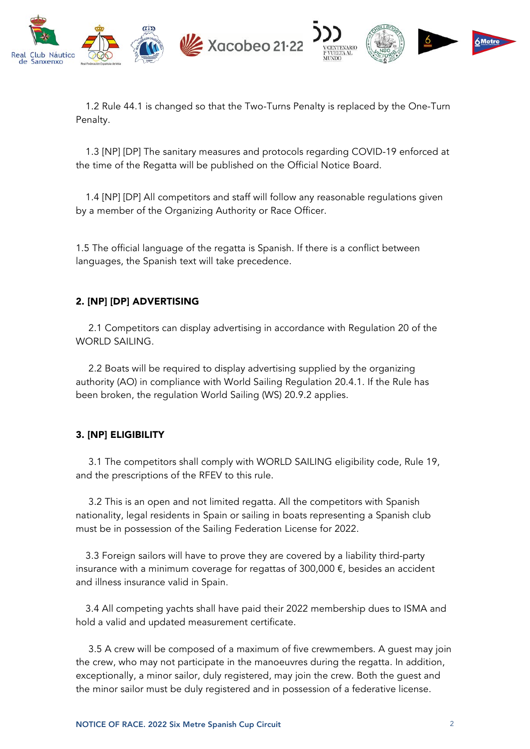1.2 Rule 44.1 is changed so that the Two-Turns Penalty is replaced by the One-Turn Penalty.

1.3 [NP] [DP] The sanitary measures and protocols regarding COVID-19 enforced at the time of the Regatta will be published on the Official Notice Board.

1.4 [NP] [DP] All competitors and staff will follow any reasonable regulations given by a member of the Organizing Authority or Race Officer.

1.5 The official language of the regatta is Spanish. If there is a conflict between languages, the Spanish text will take precedence.

## 2. [NP] [DP] ADVERTISING

2.1 Competitors can display advertising in accordance with Regulation 20 of the WORLD SAILING.

2.2 Boats will be required to display advertising supplied by the organizing authority (AO) in compliance with World Sailing Regulation 20.4.1. If the Rule has been broken, the regulation World Sailing (WS) 20.9.2 applies.

## 3. [NP] ELIGIBILITY

3.1 The competitors shall comply with WORLD SAILING eligibility code, Rule 19, and the prescriptions of the RFEV to this rule.

3.2 This is an open and not limited regatta. All the competitors with Spanish nationality, legal residents in Spain or sailing in boats representing a Spanish club must be in possession of the Sailing Federation License for 2022.

3.3 Foreign sailors will have to prove they are covered by a liability third-party insurance with a minimum coverage for regattas of 300,000 €, besides an accident and illness insurance valid in Spain.

3.4 All competing yachts shall have paid their 2022 membership dues to ISMA and hold a valid and updated measurement certificate.

3.5 A crew will be composed of a maximum of five crewmembers. A guest may join the crew, who may not participate in the manoeuvres during the regatta. In addition, exceptionally, a minor sailor, duly registered, may join the crew. Both the guest and the minor sailor must be duly registered and in possession of a federative license.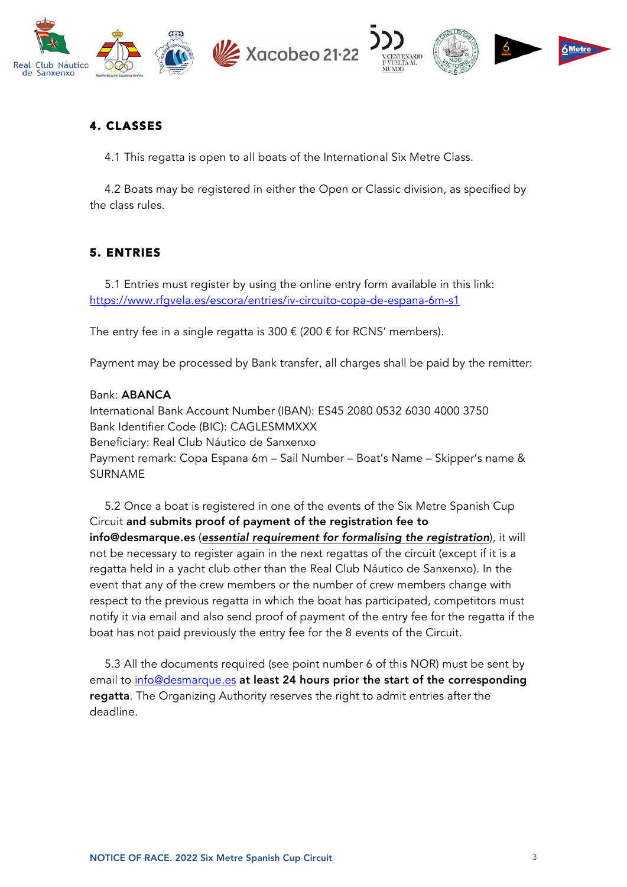## 4. CLASSES

4.1 This regatta is open to all boats of the International Six Metre Class.

4.2 Boats may be registered in either the Open or Classic division, as specified by the class rules.

## 5. ENTRIES

5.1 Entries must register by using the online entry form available in this link: https://www.rfgvela.es/escora/entries/iv-circuito-copa-de-espana-6m-s1

The entry fee in a single regatta is 300 € (200 € for RCNS' members).

Payment may be processed by Bank transfer, all charges shall be paid by the remitter:

Bank: **ABANCA**
International Bank Account Number (IBAN): ES45 2080 0532 6030 4000 3750
Bank Identifier Code (BIC): CAGLESMMXXX
Beneficiary: Real Club Náutico de Sanxenxo
Payment remark: Copa Espana 6m – Sail Number – Boat's Name – Skipper's name & SURNAME

5.2 Once a boat is registered in one of the events of the Six Metre Spanish Cup Circuit **and submits proof of payment of the registration fee to info@desmarque.es** (***essential requirement for formalising the registration***), it will not be necessary to register again in the next regattas of the circuit (except if it is a regatta held in a yacht club other than the Real Club Náutico de Sanxenxo). In the event that any of the crew members or the number of crew members change with respect to the previous regatta in which the boat has participated, competitors must notify it via email and also send proof of payment of the entry fee for the regatta if the boat has not paid previously the entry fee for the 8 events of the Circuit.

5.3 All the documents required (see point number 6 of this NOR) must be sent by email to info@desmarque.es **at least 24 hours prior the start of the corresponding regatta**. The Organizing Authority reserves the right to admit entries after the deadline.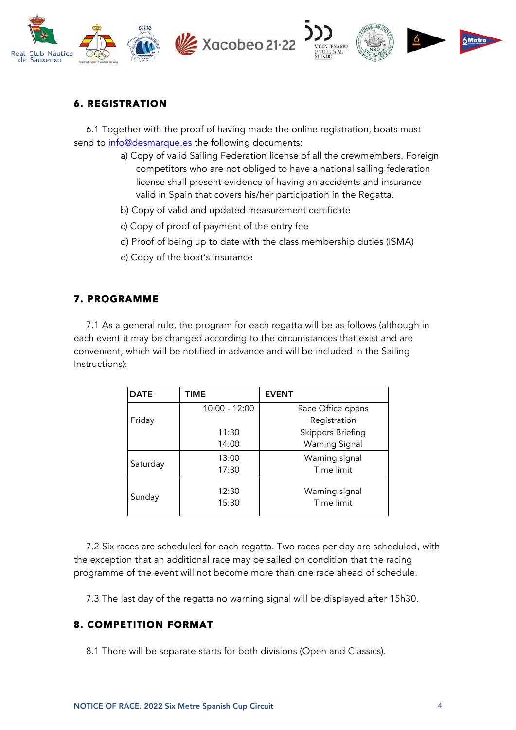## 6. REGISTRATION

6.1 Together with the proof of having made the online registration, boats must send to info@desmarque.es the following documents:

a) Copy of valid Sailing Federation license of all the crewmembers. Foreign competitors who are not obliged to have a national sailing federation license shall present evidence of having an accidents and insurance valid in Spain that covers his/her participation in the Regatta.

b) Copy of valid and updated measurement certificate

c) Copy of proof of payment of the entry fee

d) Proof of being up to date with the class membership duties (ISMA)

e) Copy of the boat's insurance

## 7. PROGRAMME

7.1 As a general rule, the program for each regatta will be as follows (although in each event it may be changed according to the circumstances that exist and are convenient, which will be notified in advance and will be included in the Sailing Instructions):

| DATE | TIME | EVENT |
|---|---|---|
| Friday | 10:00 - 12:00<br><br>11:30<br>14:00 | Race Office opens<br>Registration<br>Skippers Briefing<br>Warning Signal |
| Saturday | 13:00<br>17:30 | Warning signal<br>Time limit |
| Sunday | 12:30<br>15:30 | Warning signal<br>Time limit |

7.2 Six races are scheduled for each regatta. Two races per day are scheduled, with the exception that an additional race may be sailed on condition that the racing programme of the event will not become more than one race ahead of schedule.

7.3 The last day of the regatta no warning signal will be displayed after 15h30.

## 8. COMPETITION FORMAT

8.1 There will be separate starts for both divisions (Open and Classics).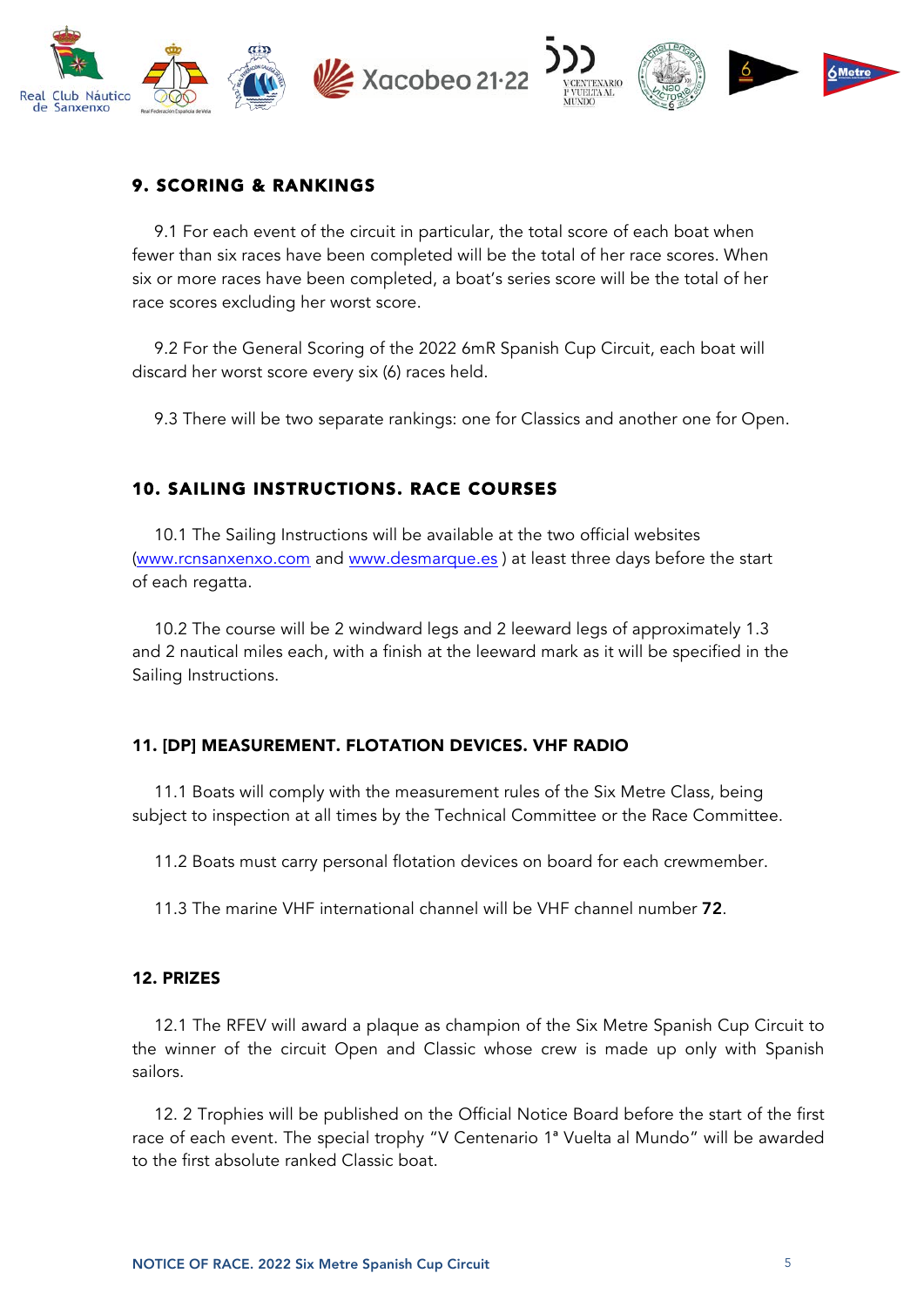## 9. SCORING & RANKINGS

9.1 For each event of the circuit in particular, the total score of each boat when fewer than six races have been completed will be the total of her race scores. When six or more races have been completed, a boat's series score will be the total of her race scores excluding her worst score.

9.2 For the General Scoring of the 2022 6mR Spanish Cup Circuit, each boat will discard her worst score every six (6) races held.

9.3 There will be two separate rankings: one for Classics and another one for Open.

## 10. SAILING INSTRUCTIONS. RACE COURSES

10.1 The Sailing Instructions will be available at the two official websites (www.rcnsanxenxo.com and www.desmarque.es ) at least three days before the start of each regatta.

10.2 The course will be 2 windward legs and 2 leeward legs of approximately 1.3 and 2 nautical miles each, with a finish at the leeward mark as it will be specified in the Sailing Instructions.

## 11. [DP] MEASUREMENT. FLOTATION DEVICES. VHF RADIO

11.1 Boats will comply with the measurement rules of the Six Metre Class, being subject to inspection at all times by the Technical Committee or the Race Committee.

11.2 Boats must carry personal flotation devices on board for each crewmember.

11.3 The marine VHF international channel will be VHF channel number **72**.

## 12. PRIZES

12.1 The RFEV will award a plaque as champion of the Six Metre Spanish Cup Circuit to the winner of the circuit Open and Classic whose crew is made up only with Spanish sailors.

12. 2 Trophies will be published on the Official Notice Board before the start of the first race of each event. The special trophy "V Centenario 1ª Vuelta al Mundo" will be awarded to the first absolute ranked Classic boat.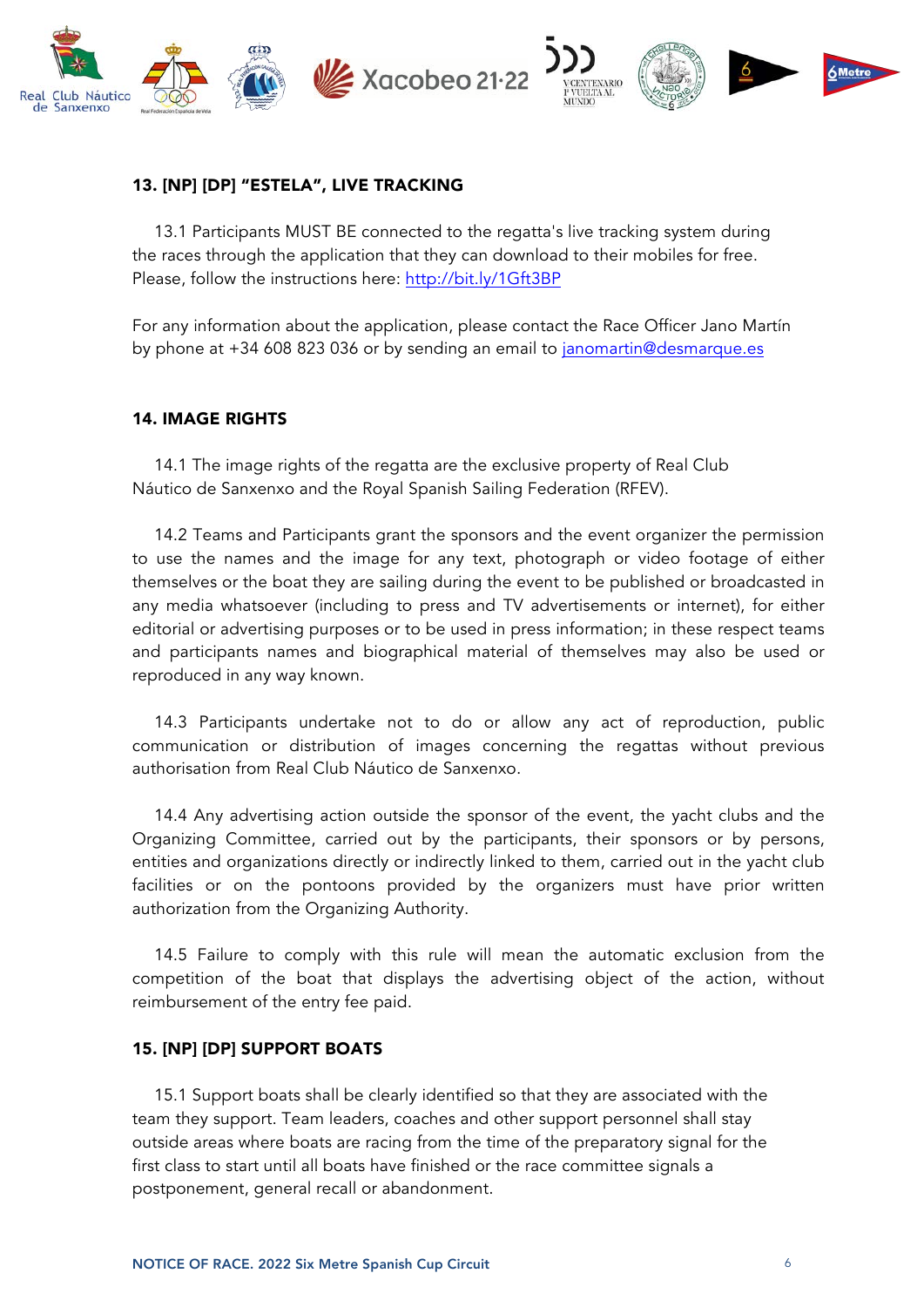## 13. [NP] [DP] “ESTELA”, LIVE TRACKING

13.1 Participants MUST BE connected to the regatta's live tracking system during the races through the application that they can download to their mobiles for free. Please, follow the instructions here: http://bit.ly/1Gft3BP

For any information about the application, please contact the Race Officer Jano Martín by phone at +34 608 823 036 or by sending an email to janomartin@desmarque.es

## 14. IMAGE RIGHTS

14.1 The image rights of the regatta are the exclusive property of Real Club Náutico de Sanxenxo and the Royal Spanish Sailing Federation (RFEV).

14.2 Teams and Participants grant the sponsors and the event organizer the permission to use the names and the image for any text, photograph or video footage of either themselves or the boat they are sailing during the event to be published or broadcasted in any media whatsoever (including to press and TV advertisements or internet), for either editorial or advertising purposes or to be used in press information; in these respect teams and participants names and biographical material of themselves may also be used or reproduced in any way known.

14.3 Participants undertake not to do or allow any act of reproduction, public communication or distribution of images concerning the regattas without previous authorisation from Real Club Náutico de Sanxenxo.

14.4 Any advertising action outside the sponsor of the event, the yacht clubs and the Organizing Committee, carried out by the participants, their sponsors or by persons, entities and organizations directly or indirectly linked to them, carried out in the yacht club facilities or on the pontoons provided by the organizers must have prior written authorization from the Organizing Authority.

14.5 Failure to comply with this rule will mean the automatic exclusion from the competition of the boat that displays the advertising object of the action, without reimbursement of the entry fee paid.

## 15. [NP] [DP] SUPPORT BOATS

15.1 Support boats shall be clearly identified so that they are associated with the team they support. Team leaders, coaches and other support personnel shall stay outside areas where boats are racing from the time of the preparatory signal for the first class to start until all boats have finished or the race committee signals a postponement, general recall or abandonment.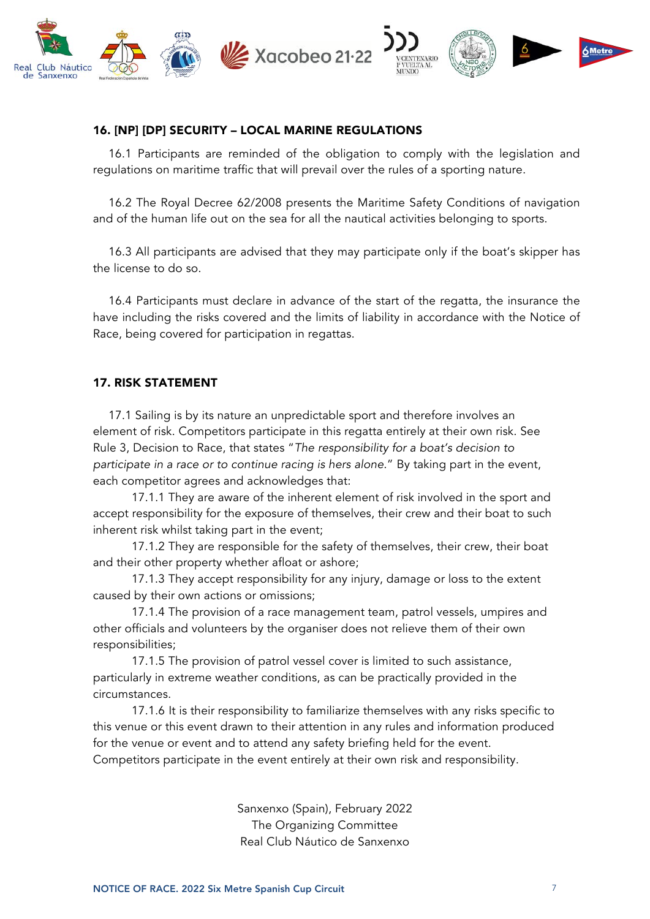## 16. [NP] [DP] SECURITY – LOCAL MARINE REGULATIONS

16.1 Participants are reminded of the obligation to comply with the legislation and regulations on maritime traffic that will prevail over the rules of a sporting nature.

16.2 The Royal Decree 62/2008 presents the Maritime Safety Conditions of navigation and of the human life out on the sea for all the nautical activities belonging to sports.

16.3 All participants are advised that they may participate only if the boat's skipper has the license to do so.

16.4 Participants must declare in advance of the start of the regatta, the insurance the have including the risks covered and the limits of liability in accordance with the Notice of Race, being covered for participation in regattas.

## 17. RISK STATEMENT

17.1 Sailing is by its nature an unpredictable sport and therefore involves an element of risk. Competitors participate in this regatta entirely at their own risk. See Rule 3, Decision to Race, that states "*The responsibility for a boat's decision to participate in a race or to continue racing is hers alone.*" By taking part in the event, each competitor agrees and acknowledges that:

17.1.1 They are aware of the inherent element of risk involved in the sport and accept responsibility for the exposure of themselves, their crew and their boat to such inherent risk whilst taking part in the event;

17.1.2 They are responsible for the safety of themselves, their crew, their boat and their other property whether afloat or ashore;

17.1.3 They accept responsibility for any injury, damage or loss to the extent caused by their own actions or omissions;

17.1.4 The provision of a race management team, patrol vessels, umpires and other officials and volunteers by the organiser does not relieve them of their own responsibilities;

17.1.5 The provision of patrol vessel cover is limited to such assistance, particularly in extreme weather conditions, as can be practically provided in the circumstances.

17.1.6 It is their responsibility to familiarize themselves with any risks specific to this venue or this event drawn to their attention in any rules and information produced for the venue or event and to attend any safety briefing held for the event.

Competitors participate in the event entirely at their own risk and responsibility.

Sanxenxo (Spain), February 2022
The Organizing Committee
Real Club Náutico de Sanxenxo